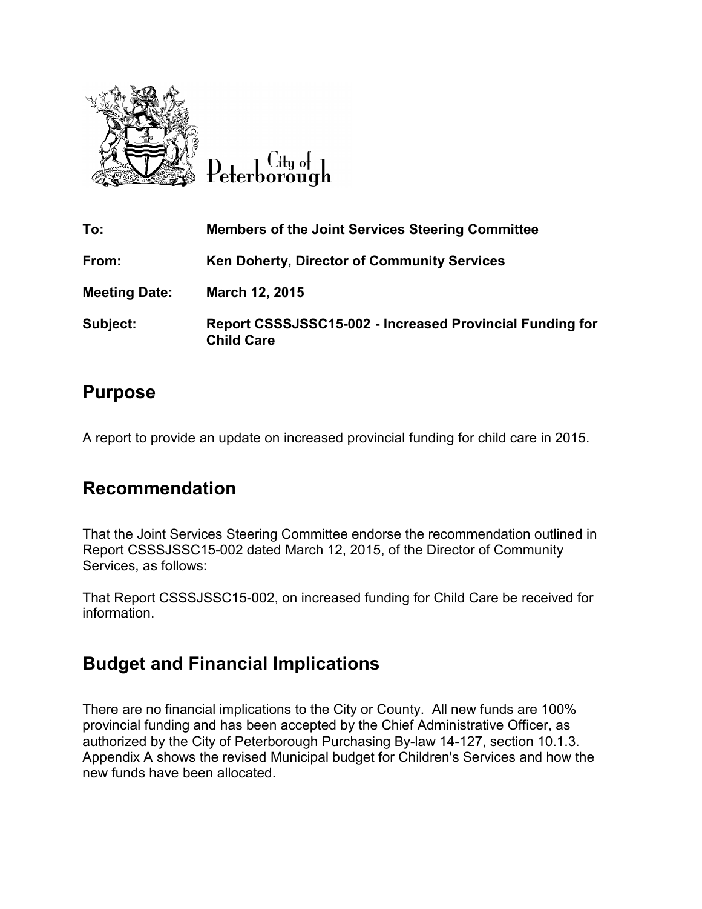City of Peterborough

| | |
|---|---|
| **To:** | **Members of the Joint Services Steering Committee** |
| **From:** | **Ken Doherty, Director of Community Services** |
| **Meeting Date:** | **March 12, 2015** |
| **Subject:** | **Report CSSSJSSC15-002 - Increased Provincial Funding for Child Care** |

## Purpose

A report to provide an update on increased provincial funding for child care in 2015.

## Recommendation

That the Joint Services Steering Committee endorse the recommendation outlined in Report CSSSJSSC15-002 dated March 12, 2015, of the Director of Community Services, as follows:

That Report CSSSJSSC15-002, on increased funding for Child Care be received for information.

## Budget and Financial Implications

There are no financial implications to the City or County. All new funds are 100% provincial funding and has been accepted by the Chief Administrative Officer, as authorized by the City of Peterborough Purchasing By-law 14-127, section 10.1.3. Appendix A shows the revised Municipal budget for Children's Services and how the new funds have been allocated.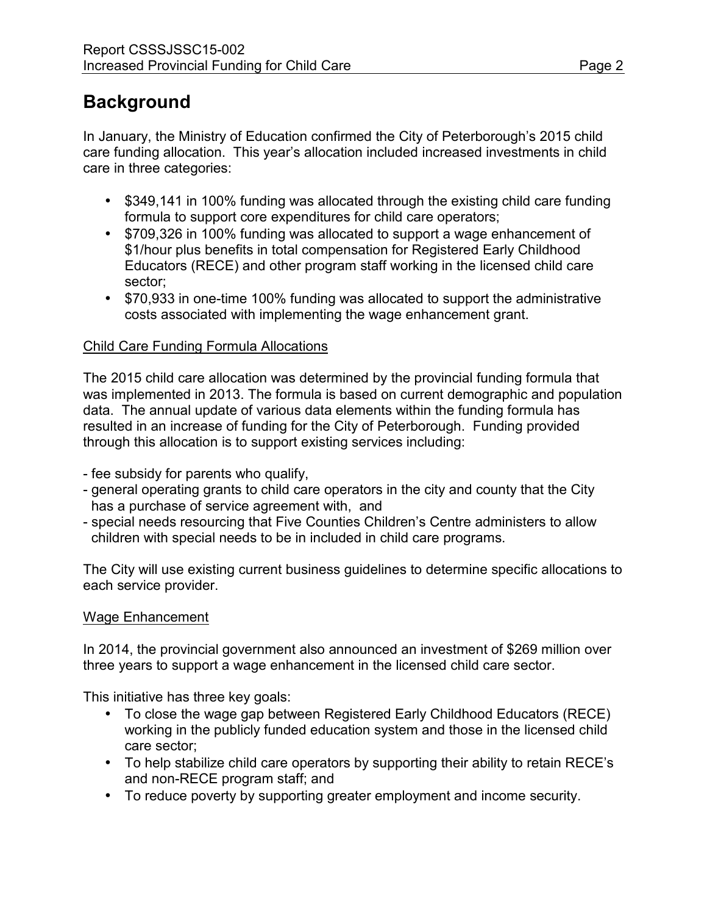## Background

In January, the Ministry of Education confirmed the City of Peterborough's 2015 child care funding allocation. This year's allocation included increased investments in child care in three categories:

- $349,141 in 100% funding was allocated through the existing child care funding formula to support core expenditures for child care operators;
- $709,326 in 100% funding was allocated to support a wage enhancement of $1/hour plus benefits in total compensation for Registered Early Childhood Educators (RECE) and other program staff working in the licensed child care sector;
- $70,933 in one-time 100% funding was allocated to support the administrative costs associated with implementing the wage enhancement grant.

### Child Care Funding Formula Allocations

The 2015 child care allocation was determined by the provincial funding formula that was implemented in 2013. The formula is based on current demographic and population data. The annual update of various data elements within the funding formula has resulted in an increase of funding for the City of Peterborough. Funding provided through this allocation is to support existing services including:

- fee subsidy for parents who qualify,
- general operating grants to child care operators in the city and county that the City has a purchase of service agreement with, and
- special needs resourcing that Five Counties Children's Centre administers to allow children with special needs to be in included in child care programs.

The City will use existing current business guidelines to determine specific allocations to each service provider.

### Wage Enhancement

In 2014, the provincial government also announced an investment of $269 million over three years to support a wage enhancement in the licensed child care sector.

This initiative has three key goals:

- To close the wage gap between Registered Early Childhood Educators (RECE) working in the publicly funded education system and those in the licensed child care sector;
- To help stabilize child care operators by supporting their ability to retain RECE's and non-RECE program staff; and
- To reduce poverty by supporting greater employment and income security.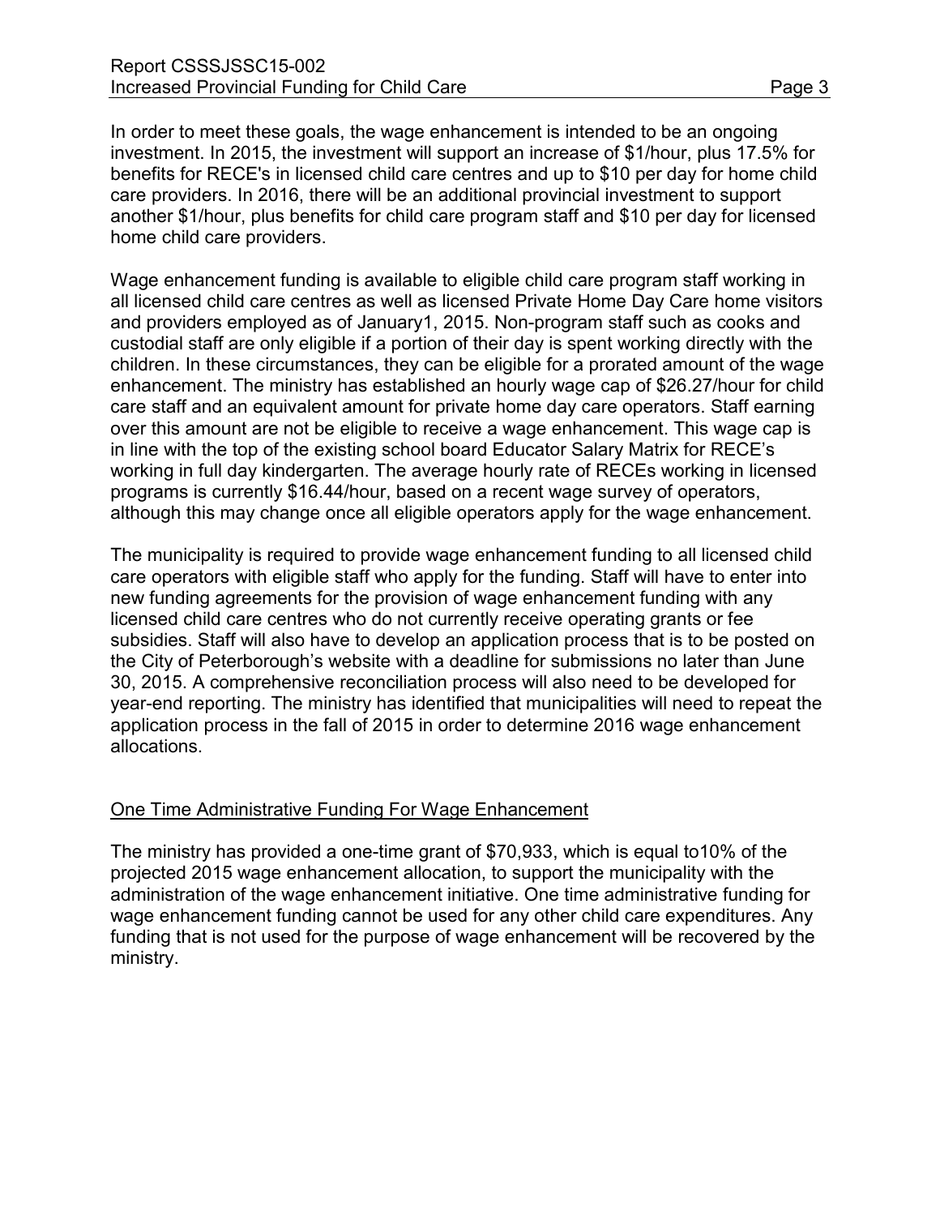In order to meet these goals, the wage enhancement is intended to be an ongoing investment. In 2015, the investment will support an increase of $1/hour, plus 17.5% for benefits for RECE's in licensed child care centres and up to $10 per day for home child care providers. In 2016, there will be an additional provincial investment to support another $1/hour, plus benefits for child care program staff and $10 per day for licensed home child care providers.

Wage enhancement funding is available to eligible child care program staff working in all licensed child care centres as well as licensed Private Home Day Care home visitors and providers employed as of January1, 2015. Non-program staff such as cooks and custodial staff are only eligible if a portion of their day is spent working directly with the children. In these circumstances, they can be eligible for a prorated amount of the wage enhancement. The ministry has established an hourly wage cap of $26.27/hour for child care staff and an equivalent amount for private home day care operators. Staff earning over this amount are not be eligible to receive a wage enhancement. This wage cap is in line with the top of the existing school board Educator Salary Matrix for RECE's working in full day kindergarten. The average hourly rate of RECEs working in licensed programs is currently $16.44/hour, based on a recent wage survey of operators, although this may change once all eligible operators apply for the wage enhancement.

The municipality is required to provide wage enhancement funding to all licensed child care operators with eligible staff who apply for the funding. Staff will have to enter into new funding agreements for the provision of wage enhancement funding with any licensed child care centres who do not currently receive operating grants or fee subsidies. Staff will also have to develop an application process that is to be posted on the City of Peterborough's website with a deadline for submissions no later than June 30, 2015. A comprehensive reconciliation process will also need to be developed for year-end reporting. The ministry has identified that municipalities will need to repeat the application process in the fall of 2015 in order to determine 2016 wage enhancement allocations.

## One Time Administrative Funding For Wage Enhancement

The ministry has provided a one-time grant of $70,933, which is equal to10% of the projected 2015 wage enhancement allocation, to support the municipality with the administration of the wage enhancement initiative. One time administrative funding for wage enhancement funding cannot be used for any other child care expenditures. Any funding that is not used for the purpose of wage enhancement will be recovered by the ministry.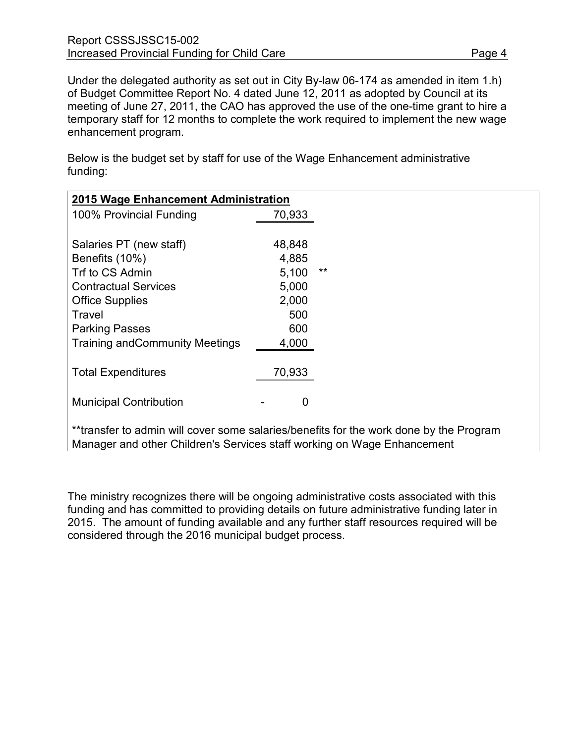Under the delegated authority as set out in City By-law 06-174 as amended in item 1.h) of Budget Committee Report No. 4 dated June 12, 2011 as adopted by Council at its meeting of June 27, 2011, the CAO has approved the use of the one-time grant to hire a temporary staff for 12 months to complete the work required to implement the new wage enhancement program.

Below is the budget set by staff for use of the Wage Enhancement administrative funding:

| **2015 Wage Enhancement Administration** | | |
|---|---|---|
| 100% Provincial Funding | 70,933 | |
| | | |
| Salaries PT (new staff) | 48,848 | |
| Benefits (10%) | 4,885 | |
| Trf to CS Admin | 5,100 | ** |
| Contractual Services | 5,000 | |
| Office Supplies | 2,000 | |
| Travel | 500 | |
| Parking Passes | 600 | |
| Training andCommunity Meetings | 4,000 | |
| | | |
| Total Expenditures | 70,933 | |
| | | |
| Municipal Contribution | - 0 | |

**transfer to admin will cover some salaries/benefits for the work done by the Program Manager and other Children's Services staff working on Wage Enhancement

The ministry recognizes there will be ongoing administrative costs associated with this funding and has committed to providing details on future administrative funding later in 2015. The amount of funding available and any further staff resources required will be considered through the 2016 municipal budget process.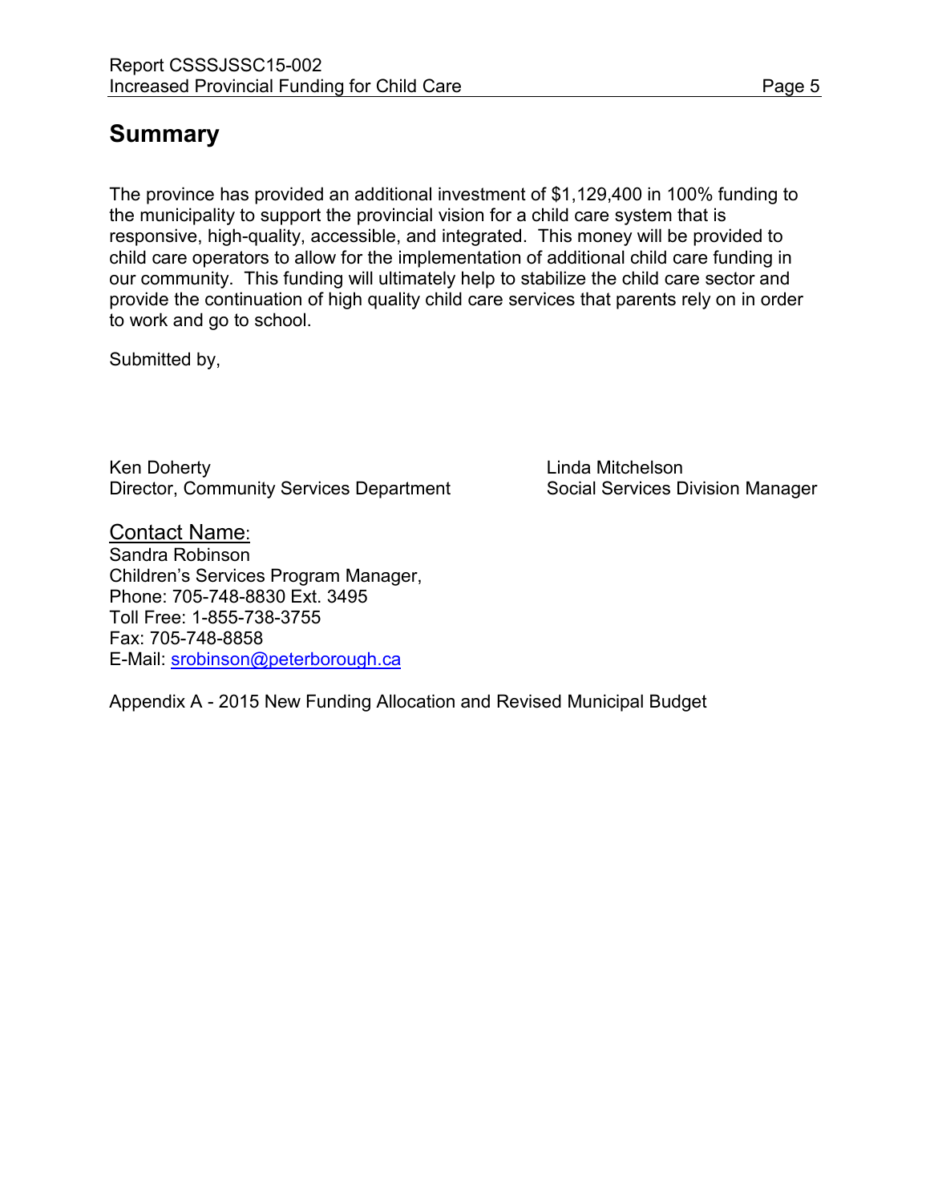## Summary

The province has provided an additional investment of $1,129,400 in 100% funding to the municipality to support the provincial vision for a child care system that is responsive, high-quality, accessible, and integrated. This money will be provided to child care operators to allow for the implementation of additional child care funding in our community. This funding will ultimately help to stabilize the child care sector and provide the continuation of high quality child care services that parents rely on in order to work and go to school.

Submitted by,

Ken Doherty
Director, Community Services Department

Linda Mitchelson
Social Services Division Manager

Contact Name:
Sandra Robinson
Children's Services Program Manager,
Phone: 705-748-8830 Ext. 3495
Toll Free: 1-855-738-3755
Fax: 705-748-8858
E-Mail: srobinson@peterborough.ca

Appendix A - 2015 New Funding Allocation and Revised Municipal Budget